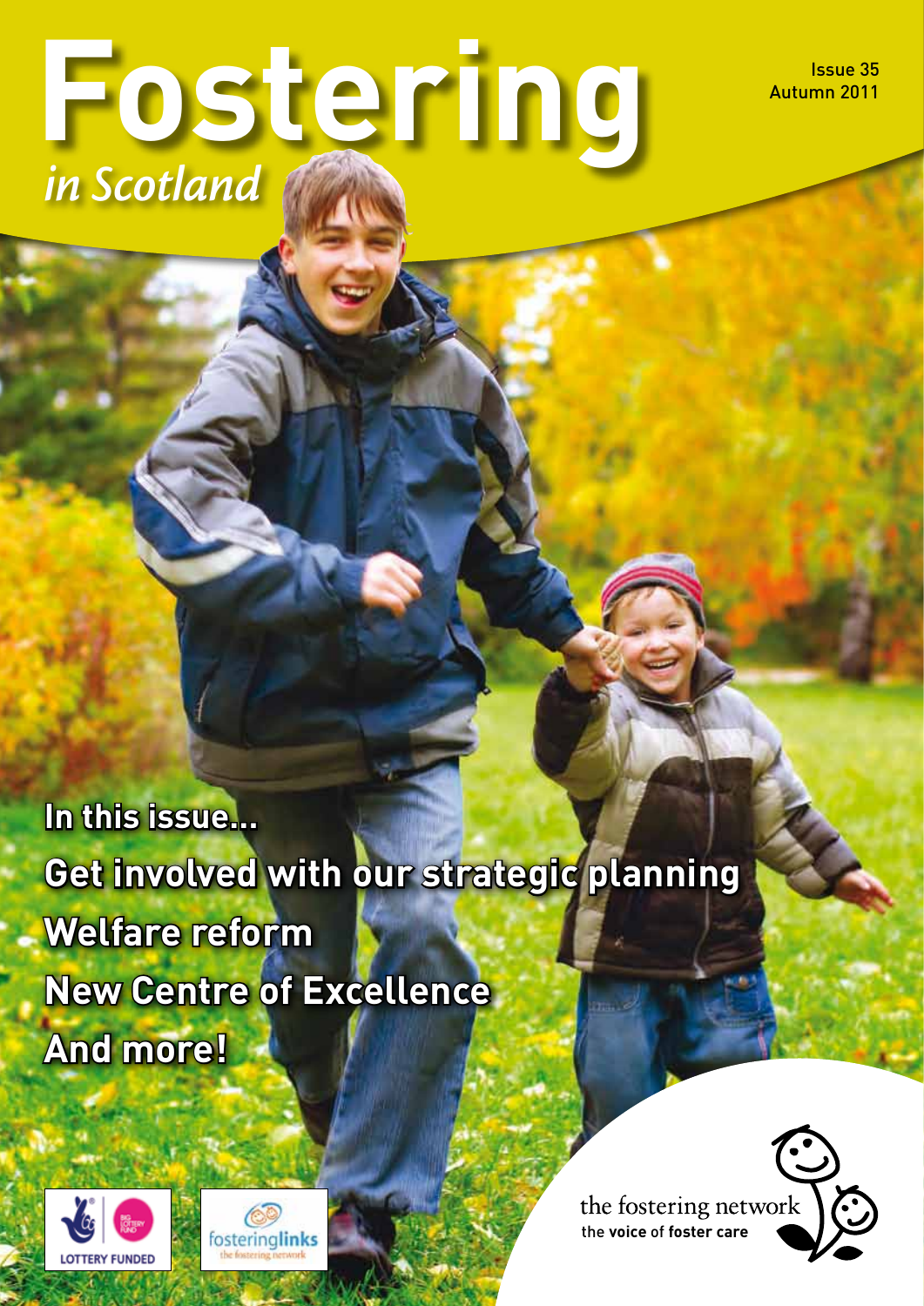# Fostering

*in Scotland*

Issue 35
Autumn 2011

**In this issue...**

**Get involved with our strategic planning**

**Welfare reform**

**New Centre of Excellence**

**And more!**

LOTTERY FUNDED

fosteringlinks
the fostering network

the fostering network
the **voice** of **foster care**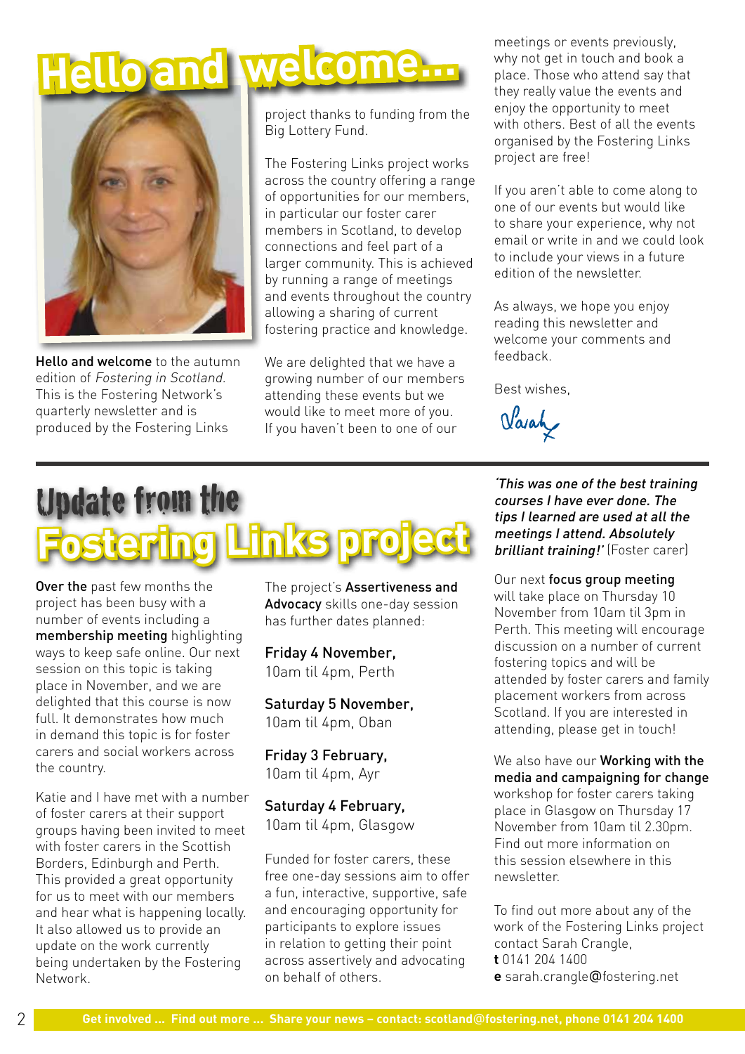# Hello and welcome...

**Hello and welcome** to the autumn edition of *Fostering in Scotland*. This is the Fostering Network's quarterly newsletter and is produced by the Fostering Links project thanks to funding from the Big Lottery Fund.

The Fostering Links project works across the country offering a range of opportunities for our members, in particular our foster carer members in Scotland, to develop connections and feel part of a larger community. This is achieved by running a range of meetings and events throughout the country allowing a sharing of current fostering practice and knowledge.

We are delighted that we have a growing number of our members attending these events but we would like to meet more of you. If you haven't been to one of our meetings or events previously, why not get in touch and book a place. Those who attend say that they really value the events and enjoy the opportunity to meet with others. Best of all the events organised by the Fostering Links project are free!

If you aren't able to come along to one of our events but would like to share your experience, why not email or write in and we could look to include your views in a future edition of the newsletter.

As always, we hope you enjoy reading this newsletter and welcome your comments and feedback.

Best wishes,

Sarah

# Update from the Fostering Links project

**Over the** past few months the project has been busy with a number of events including a **membership meeting** highlighting ways to keep safe online. Our next session on this topic is taking place in November, and we are delighted that this course is now full. It demonstrates how much in demand this topic is for foster carers and social workers across the country.

Katie and I have met with a number of foster carers at their support groups having been invited to meet with foster carers in the Scottish Borders, Edinburgh and Perth. This provided a great opportunity for us to meet with our members and hear what is happening locally. It also allowed us to provide an update on the work currently being undertaken by the Fostering Network.

The project's **Assertiveness and Advocacy** skills one-day session has further dates planned:

**Friday 4 November,**
10am til 4pm, Perth

**Saturday 5 November,**
10am til 4pm, Oban

**Friday 3 February,**
10am til 4pm, Ayr

**Saturday 4 February,**
10am til 4pm, Glasgow

Funded for foster carers, these free one-day sessions aim to offer a fun, interactive, supportive, safe and encouraging opportunity for participants to explore issues in relation to getting their point across assertively and advocating on behalf of others.

***'This was one of the best training courses I have ever done. The tips I learned are used at all the meetings I attend. Absolutely brilliant training!'*** (Foster carer)

Our next **focus group meeting** will take place on Thursday 10 November from 10am til 3pm in Perth. This meeting will encourage discussion on a number of current fostering topics and will be attended by foster carers and family placement workers from across Scotland. If you are interested in attending, please get in touch!

We also have our **Working with the media and campaigning for change** workshop for foster carers taking place in Glasgow on Thursday 17 November from 10am til 2.30pm. Find out more information on this session elsewhere in this newsletter.

To find out more about any of the work of the Fostering Links project contact Sarah Crangle,
**t** 0141 204 1400
**e** sarah.crangle@fostering.net

**Get involved ... Find out more ... Share your news – contact: scotland@fostering.net, phone 0141 204 1400**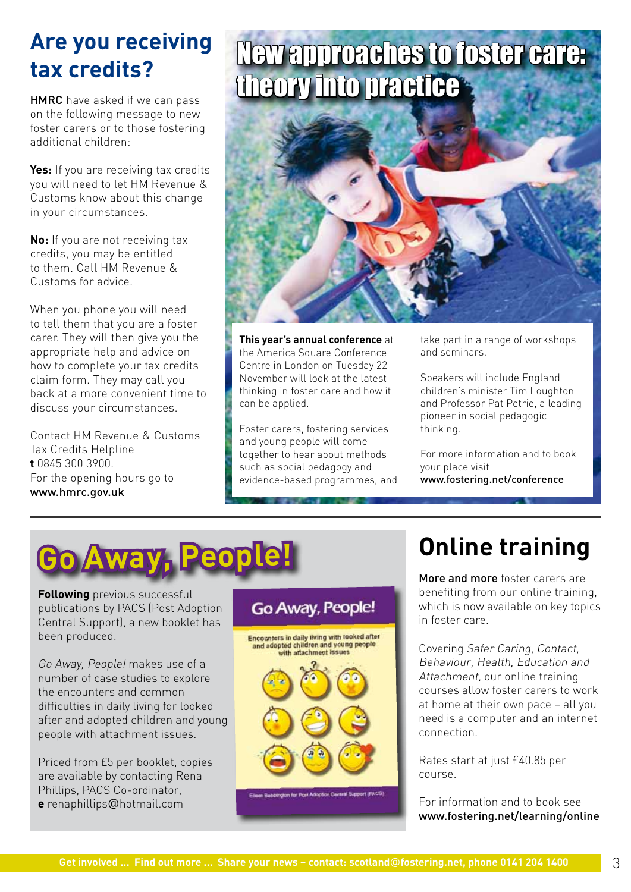## Are you receiving tax credits?

**HMRC** have asked if we can pass on the following message to new foster carers or to those fostering additional children:

**Yes:** If you are receiving tax credits you will need to let HM Revenue & Customs know about this change in your circumstances.

**No:** If you are not receiving tax credits, you may be entitled to them. Call HM Revenue & Customs for advice.

When you phone you will need to tell them that you are a foster carer. They will then give you the appropriate help and advice on how to complete your tax credits claim form. They may call you back at a more convenient time to discuss your circumstances.

Contact HM Revenue & Customs Tax Credits Helpline
**t** 0845 300 3900.
For the opening hours go to
**www.hmrc.uk**

## New approaches to foster care: theory into practice

**This year's annual conference** at the America Square Conference Centre in London on Tuesday 22 November will look at the latest thinking in foster care and how it can be applied.

Foster carers, fostering services and young people will come together to hear about methods such as social pedagogy and evidence-based programmes, and take part in a range of workshops and seminars.

Speakers will include England children's minister Tim Loughton and Professor Pat Petrie, a leading pioneer in social pedagogic thinking.

For more information and to book your place visit
**www.fostering.net/conference**

## Go Away, People!

**Following** previous successful publications by PACS (Post Adoption Central Support), a new booklet has been produced.

*Go Away, People!* makes use of a number of case studies to explore the encounters and common difficulties in daily living for looked after and adopted children and young people with attachment issues.

Priced from £5 per booklet, copies are available by contacting Rena Phillips, PACS Co-ordinator,
**e** renaphillips@hotmail.com

## Online training

**More and more** foster carers are benefiting from our online training, which is now available on key topics in foster care.

Covering *Safer Caring, Contact, Behaviour, Health, Education and Attachment,* our online training courses allow foster carers to work at home at their own pace – all you need is a computer and an internet connection.

Rates start at just £40.85 per course.

For information and to book see
**www.fostering.net/learning/online**

**Get involved ... Find out more ... Share your news – contact: scotland@fostering.net, phone 0141 204 1400**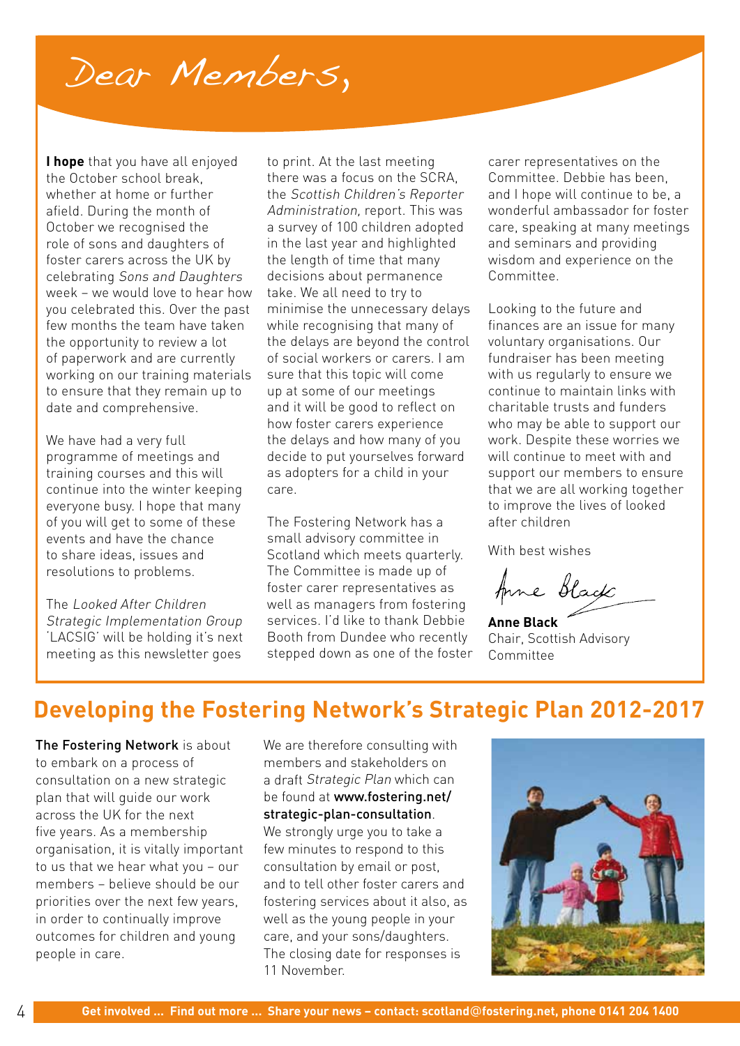# Dear Members,

**I hope** that you have all enjoyed the October school break, whether at home or further afield. During the month of October we recognised the role of sons and daughters of foster carers across the UK by celebrating *Sons and Daughters* week – we would love to hear how you celebrated this. Over the past few months the team have taken the opportunity to review a lot of paperwork and are currently working on our training materials to ensure that they remain up to date and comprehensive.

We have had a very full programme of meetings and training courses and this will continue into the winter keeping everyone busy. I hope that many of you will get to some of these events and have the chance to share ideas, issues and resolutions to problems.

The *Looked After Children Strategic Implementation Group* 'LACSIG' will be holding it's next meeting as this newsletter goes to print. At the last meeting there was a focus on the SCRA, the *Scottish Children's Reporter Administration*, report. This was a survey of 100 children adopted in the last year and highlighted the length of time that many decisions about permanence take. We all need to try to minimise the unnecessary delays while recognising that many of the delays are beyond the control of social workers or carers. I am sure that this topic will come up at some of our meetings and it will be good to reflect on how foster carers experience the delays and how many of you decide to put yourselves forward as adopters for a child in your care.

The Fostering Network has a small advisory committee in Scotland which meets quarterly. The Committee is made up of foster carer representatives as well as managers from fostering services. I'd like to thank Debbie Booth from Dundee who recently stepped down as one of the foster carer representatives on the Committee. Debbie has been, and I hope will continue to be, a wonderful ambassador for foster care, speaking at many meetings and seminars and providing wisdom and experience on the Committee.

Looking to the future and finances are an issue for many voluntary organisations. Our fundraiser has been meeting with us regularly to ensure we continue to maintain links with charitable trusts and funders who may be able to support our work. Despite these worries we will continue to meet with and support our members to ensure that we are all working together to improve the lives of looked after children

With best wishes

Anne Black

**Anne Black**
Chair, Scottish Advisory Committee

## Developing the Fostering Network's Strategic Plan 2012-2017

**The Fostering Network** is about to embark on a process of consultation on a new strategic plan that will guide our work across the UK for the next five years. As a membership organisation, it is vitally important to us that we hear what you – our members – believe should be our priorities over the next few years, in order to continually improve outcomes for children and young people in care.

We are therefore consulting with members and stakeholders on a draft *Strategic Plan* which can be found at **www.fostering.net/strategic-plan-consultation**. We strongly urge you to take a few minutes to respond to this consultation by email or post, and to tell other foster carers and fostering services about it also, as well as the young people in your care, and your sons/daughters. The closing date for responses is 11 November.

**Get involved ... Find out more ... Share your news – contact: scotland@fostering.net, phone 0141 204 1400**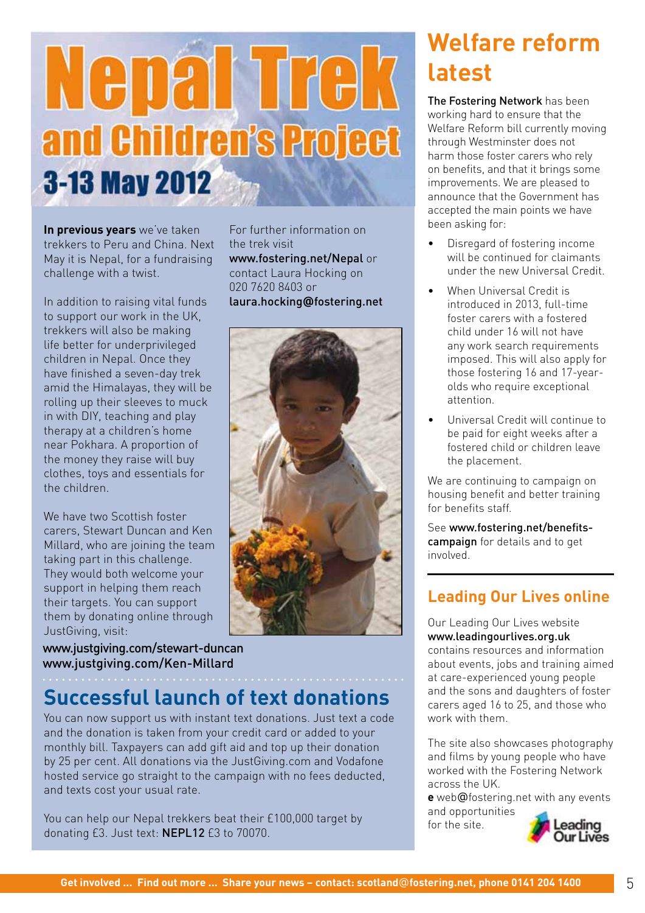# Nepal Trek and Children's Project

## 3-13 May 2012

**In previous years** we've taken trekkers to Peru and China. Next May it is Nepal, for a fundraising challenge with a twist.

In addition to raising vital funds to support our work in the UK, trekkers will also be making life better for underprivileged children in Nepal. Once they have finished a seven-day trek amid the Himalayas, they will be rolling up their sleeves to muck in with DIY, teaching and play therapy at a children's home near Pokhara. A proportion of the money they raise will buy clothes, toys and essentials for the children.

We have two Scottish foster carers, Stewart Duncan and Ken Millard, who are joining the team taking part in this challenge. They would both welcome your support in helping them reach their targets. You can support them by donating online through JustGiving, visit:

**www.justgiving.com/stewart-duncan**
**www.justgiving.com/Ken-Millard**

For further information on the trek visit **www.fostering.net/Nepal** or contact Laura Hocking on 020 7620 8403 or **laura.hocking@fostering.net**

## Successful launch of text donations

You can now support us with instant text donations. Just text a code and the donation is taken from your credit card or added to your monthly bill. Taxpayers can add gift aid and top up their donation by 25 per cent. All donations via the JustGiving.com and Vodafone hosted service go straight to the campaign with no fees deducted, and texts cost your usual rate.

You can help our Nepal trekkers beat their £100,000 target by donating £3. Just text: **NEPL12** £3 to 70070.

# Welfare reform latest

**The Fostering Network** has been working hard to ensure that the Welfare Reform bill currently moving through Westminster does not harm those foster carers who rely on benefits, and that it brings some improvements. We are pleased to announce that the Government has accepted the main points we have been asking for:

- Disregard of fostering income will be continued for claimants under the new Universal Credit.
- When Universal Credit is introduced in 2013, full-time foster carers with a fostered child under 16 will not have any work search requirements imposed. This will also apply for those fostering 16 and 17-year-olds who require exceptional attention.
- Universal Credit will continue to be paid for eight weeks after a fostered child or children leave the placement.

We are continuing to campaign on housing benefit and better training for benefits staff.

See **www.fostering.net/benefits-campaign** for details and to get involved.

## Leading Our Lives online

Our Leading Our Lives website **www.leadingourlives.org.uk** contains resources and information about events, jobs and training aimed at care-experienced young people and the sons and daughters of foster carers aged 16 to 25, and those who work with them.

The site also showcases photography and films by young people who have worked with the Fostering Network across the UK.

**e** web@fostering.net with any events and opportunities for the site.

Get involved ... Find out more ... Share your news – contact: scotland@fostering.net, phone 0141 204 1400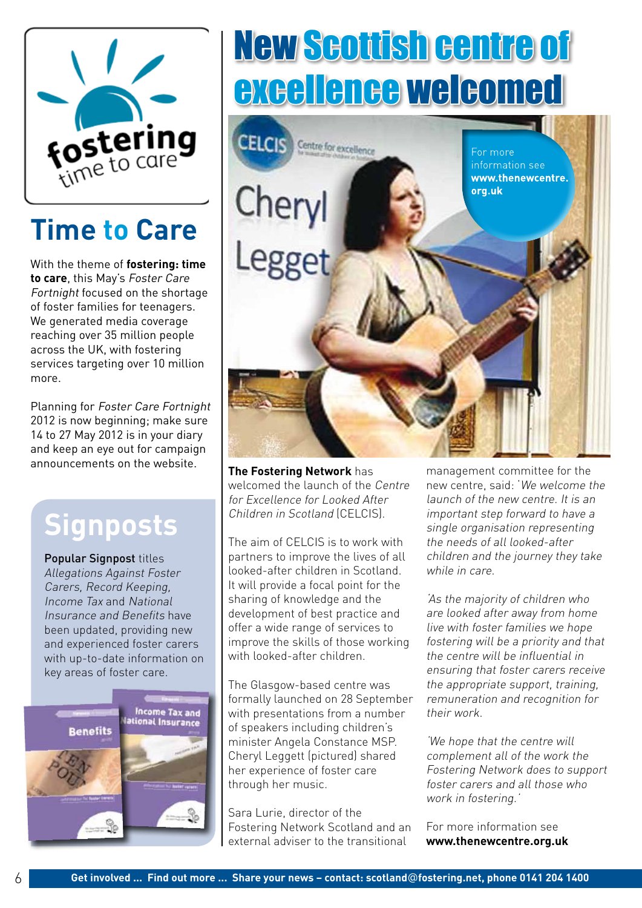## Time to Care

With the theme of **fostering: time to care**, this May's *Foster Care Fortnight* focused on the shortage of foster families for teenagers. We generated media coverage reaching over 35 million people across the UK, with fostering services targeting over 10 million more.

Planning for *Foster Care Fortnight* 2012 is now beginning; make sure 14 to 27 May 2012 is in your diary and keep an eye out for campaign announcements on the website.

## Signposts

**Popular Signpost** titles *Allegations Against Foster Carers, Record Keeping, Income Tax* and *National Insurance and Benefits* have been updated, providing new and experienced foster carers with up-to-date information on key areas of foster care.

# New Scottish centre of excellence welcomed

For more information see **www.thenewcentre.org.uk**

**The Fostering Network** has welcomed the launch of the *Centre for Excellence for Looked After Children in Scotland* (CELCIS).

The aim of CELCIS is to work with partners to improve the lives of all looked-after children in Scotland. It will provide a focal point for the sharing of knowledge and the development of best practice and offer a wide range of services to improve the skills of those working with looked-after children.

The Glasgow-based centre was formally launched on 28 September with presentations from a number of speakers including children's minister Angela Constance MSP. Cheryl Leggett (pictured) shared her experience of foster care through her music.

Sara Lurie, director of the Fostering Network Scotland and an external adviser to the transitional management committee for the new centre, said: '*We welcome the launch of the new centre. It is an important step forward to have a single organisation representing the needs of all looked-after children and the journey they take while in care.*

'*As the majority of children who are looked after away from home live with foster families we hope fostering will be a priority and that the centre will be influential in ensuring that foster carers receive the appropriate support, training, remuneration and recognition for their work.*

'*We hope that the centre will complement all of the work the Fostering Network does to support foster carers and all those who work in fostering.*'

For more information see **www.thenewcentre.org.uk**

**Get involved ... Find out more ... Share your news – contact: scotland@fostering.net, phone 0141 204 1400**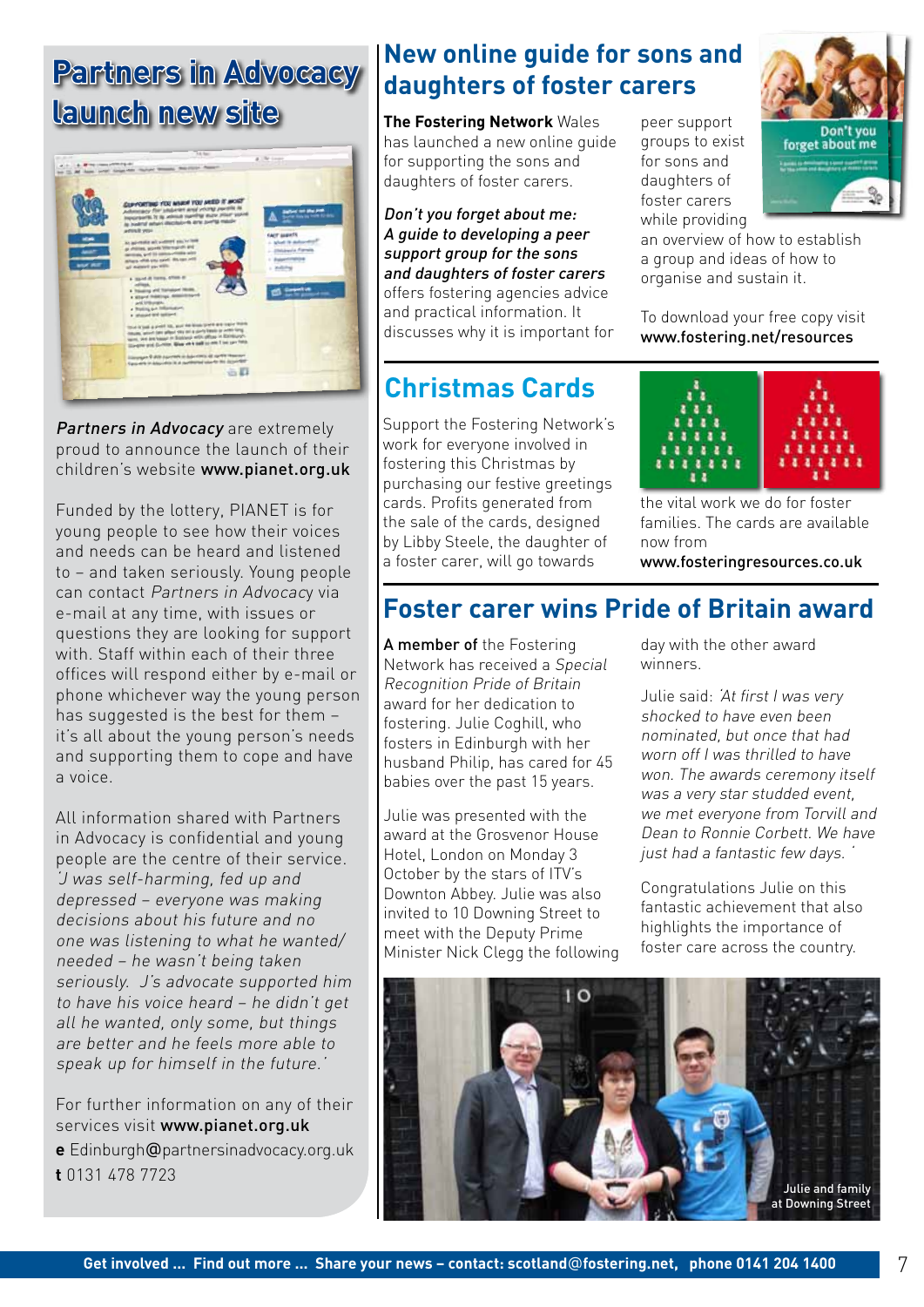# Partners in Advocacy launch new site

*Partners in Advocacy* are extremely proud to announce the launch of their children's website **www.pianet.org.uk**

Funded by the lottery, PIANET is for young people to see how their voices and needs can be heard and listened to – and taken seriously. Young people can contact *Partners in Advocacy* via e-mail at any time, with issues or questions they are looking for support with. Staff within each of their three offices will respond either by e-mail or phone whichever way the young person has suggested is the best for them – it's all about the young person's needs and supporting them to cope and have a voice.

All information shared with Partners in Advocacy is confidential and young people are the centre of their service. *'J was self-harming, fed up and depressed – everyone was making decisions about his future and no one was listening to what he wanted/ needed – he wasn't being taken seriously. J's advocate supported him to have his voice heard – he didn't get all he wanted, only some, but things are better and he feels more able to speak up for himself in the future.'*

For further information on any of their services visit **www.pianet.org.uk**

**e** Edinburgh@partnersinadvocacy.org.uk
**t** 0131 478 7723

## New online guide for sons and daughters of foster carers

**The Fostering Network** Wales has launched a new online guide for supporting the sons and daughters of foster carers.

***Don't you forget about me: A guide to developing a peer support group for the sons and daughters of foster carers*** offers fostering agencies advice and practical information. It discusses why it is important for peer support groups to exist for sons and daughters of foster carers while providing an overview of how to establish a group and ideas of how to organise and sustain it.

To download your free copy visit **www.fostering.net/resources**

## Christmas Cards

Support the Fostering Network's work for everyone involved in fostering this Christmas by purchasing our festive greetings cards. Profits generated from the sale of the cards, designed by Libby Steele, the daughter of a foster carer, will go towards the vital work we do for foster families. The cards are available now from **www.fosteringresources.co.uk**

## Foster carer wins Pride of Britain award

**A member of** the Fostering Network has received a *Special Recognition Pride of Britain* award for her dedication to fostering. Julie Coghill, who fosters in Edinburgh with her husband Philip, has cared for 45 babies over the past 15 years.

Julie was presented with the award at the Grosvenor House Hotel, London on Monday 3 October by the stars of ITV's Downton Abbey. Julie was also invited to 10 Downing Street to meet with the Deputy Prime Minister Nick Clegg the following day with the other award winners.

Julie said: *'At first I was very shocked to have even been nominated, but once that had worn off I was thrilled to have won. The awards ceremony itself was a very star studded event, we met everyone from Torvill and Dean to Ronnie Corbett. We have just had a fantastic few days.'*

Congratulations Julie on this fantastic achievement that also highlights the importance of foster care across the country.

Julie and family at Downing Street

**Get involved ... Find out more ... Share your news – contact: scotland@fostering.net, phone 0141 204 1400**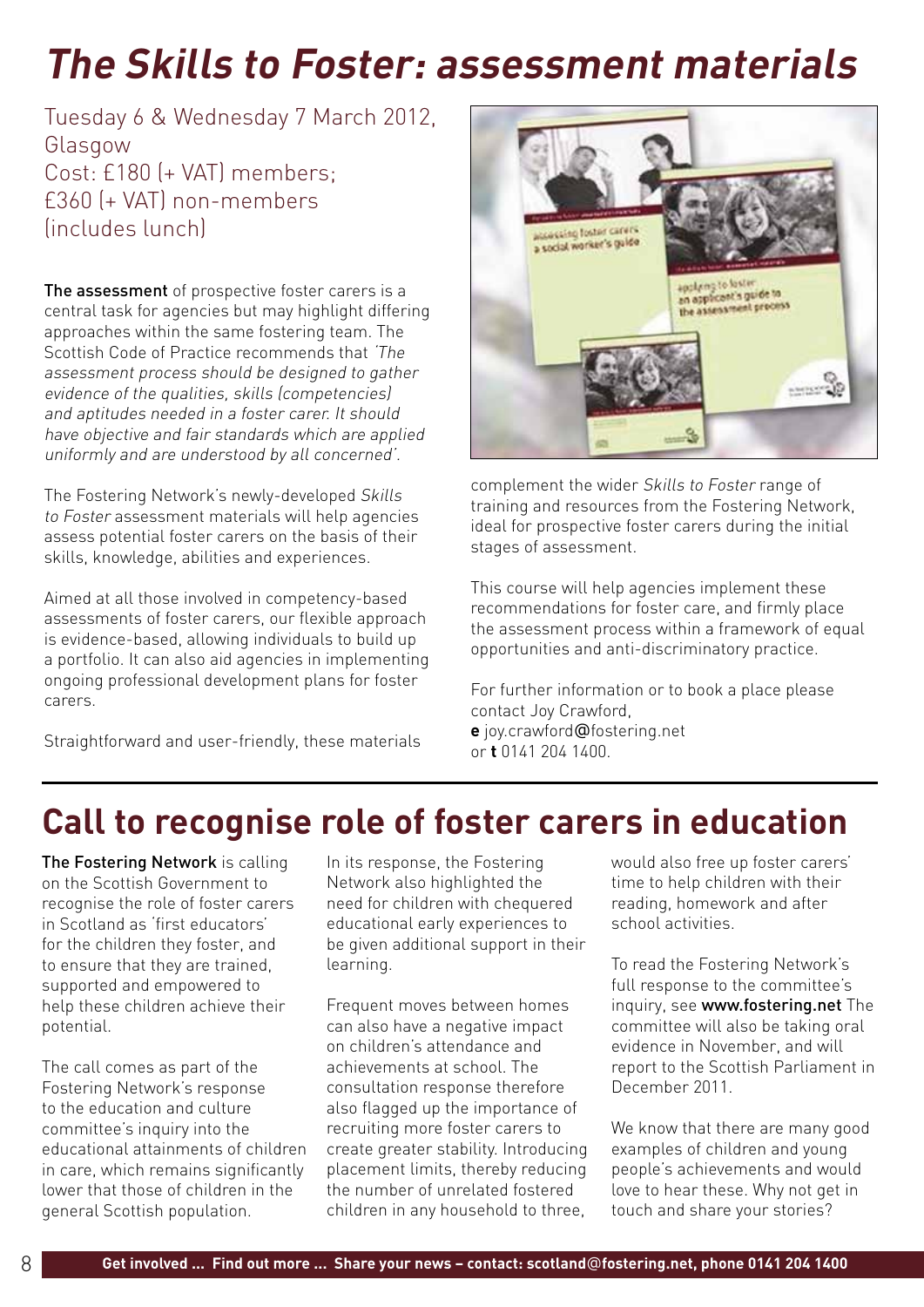# *The Skills to Foster: assessment materials*

Tuesday 6 & Wednesday 7 March 2012, Glasgow
Cost: £180 (+ VAT) members; £360 (+ VAT) non-members (includes lunch)

**The assessment** of prospective foster carers is a central task for agencies but may highlight differing approaches within the same fostering team. The Scottish Code of Practice recommends that *'The assessment process should be designed to gather evidence of the qualities, skills (competencies) and aptitudes needed in a foster carer. It should have objective and fair standards which are applied uniformly and are understood by all concerned'.*

The Fostering Network's newly-developed *Skills to Foster* assessment materials will help agencies assess potential foster carers on the basis of their skills, knowledge, abilities and experiences.

Aimed at all those involved in competency-based assessments of foster carers, our flexible approach is evidence-based, allowing individuals to build up a portfolio. It can also aid agencies in implementing ongoing professional development plans for foster carers.

Straightforward and user-friendly, these materials complement the wider *Skills to Foster* range of training and resources from the Fostering Network, ideal for prospective foster carers during the initial stages of assessment.

This course will help agencies implement these recommendations for foster care, and firmly place the assessment process within a framework of equal opportunities and anti-discriminatory practice.

For further information or to book a place please contact Joy Crawford,
**e** joy.crawford@fostering.net
or **t** 0141 204 1400.

# Call to recognise role of foster carers in education

**The Fostering Network** is calling on the Scottish Government to recognise the role of foster carers in Scotland as 'first educators' for the children they foster, and to ensure that they are trained, supported and empowered to help these children achieve their potential.

The call comes as part of the Fostering Network's response to the education and culture committee's inquiry into the educational attainments of children in care, which remains significantly lower that those of children in the general Scottish population.

In its response, the Fostering Network also highlighted the need for children with chequered educational early experiences to be given additional support in their learning.

Frequent moves between homes can also have a negative impact on children's attendance and achievements at school. The consultation response therefore also flagged up the importance of recruiting more foster carers to create greater stability. Introducing placement limits, thereby reducing the number of unrelated fostered children in any household to three, would also free up foster carers' time to help children with their reading, homework and after school activities.

To read the Fostering Network's full response to the committee's inquiry, see **www.fostering.net** The committee will also be taking oral evidence in November, and will report to the Scottish Parliament in December 2011.

We know that there are many good examples of children and young people's achievements and would love to hear these. Why not get in touch and share your stories?

**Get involved ... Find out more ... Share your news – contact: scotland@fostering.net, phone 0141 204 1400**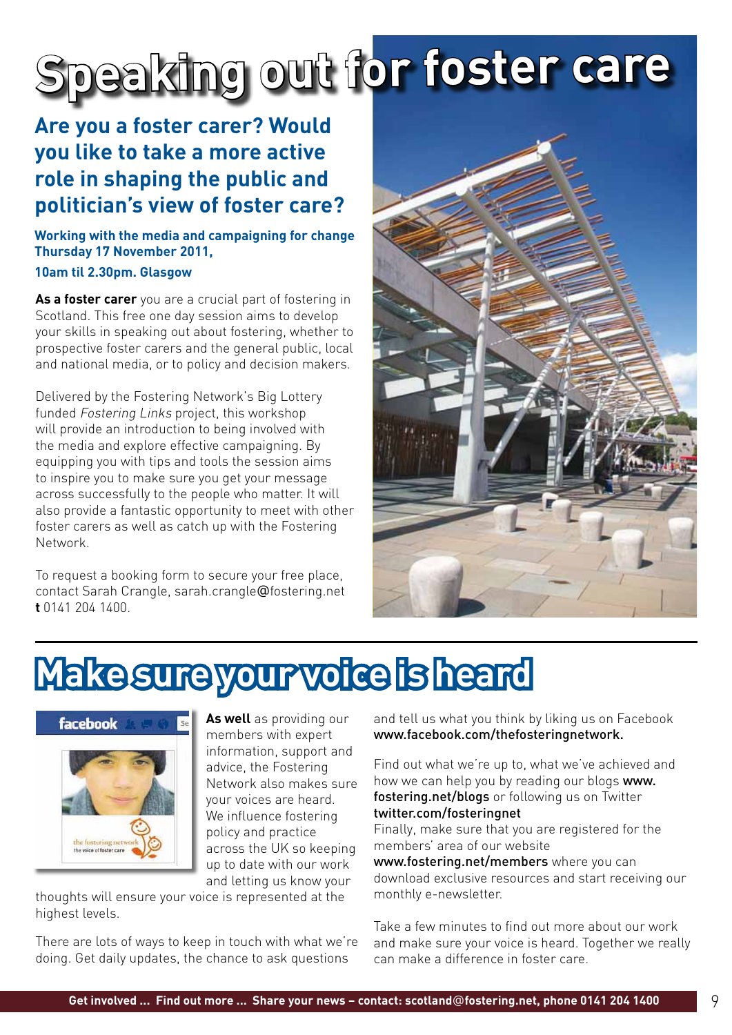# Speaking out for foster care

## Are you a foster carer? Would you like to take a more active role in shaping the public and politician's view of foster care?

**Working with the media and campaigning for change Thursday 17 November 2011,**

**10am til 2.30pm. Glasgow**

**As a foster carer** you are a crucial part of fostering in Scotland. This free one day session aims to develop your skills in speaking out about fostering, whether to prospective foster carers and the general public, local and national media, or to policy and decision makers.

Delivered by the Fostering Network's Big Lottery funded *Fostering Links* project, this workshop will provide an introduction to being involved with the media and explore effective campaigning. By equipping you with tips and tools the session aims to inspire you to make sure you get your message across successfully to the people who matter. It will also provide a fantastic opportunity to meet with other foster carers as well as catch up with the Fostering Network.

To request a booking form to secure your free place, contact Sarah Crangle, sarah.crangle@fostering.net **t** 0141 204 1400.

# Make sure your voice is heard

**As well** as providing our members with expert information, support and advice, the Fostering Network also makes sure your voices are heard. We influence fostering policy and practice across the UK so keeping up to date with our work and letting us know your thoughts will ensure your voice is represented at the highest levels.

There are lots of ways to keep in touch with what we're doing. Get daily updates, the chance to ask questions and tell us what you think by liking us on Facebook **www.facebook.com/thefosteringnetwork.**

Find out what we're up to, what we've achieved and how we can help you by reading our blogs **www.fostering.net/blogs** or following us on Twitter **twitter.com/fosteringnet**

Finally, make sure that you are registered for the members' area of our website **www.fostering.net/members** where you can download exclusive resources and start receiving our monthly e-newsletter.

Take a few minutes to find out more about our work and make sure your voice is heard. Together we really can make a difference in foster care.

**Get involved ... Find out more ... Share your news – contact: scotland@fostering.net, phone 0141 204 1400**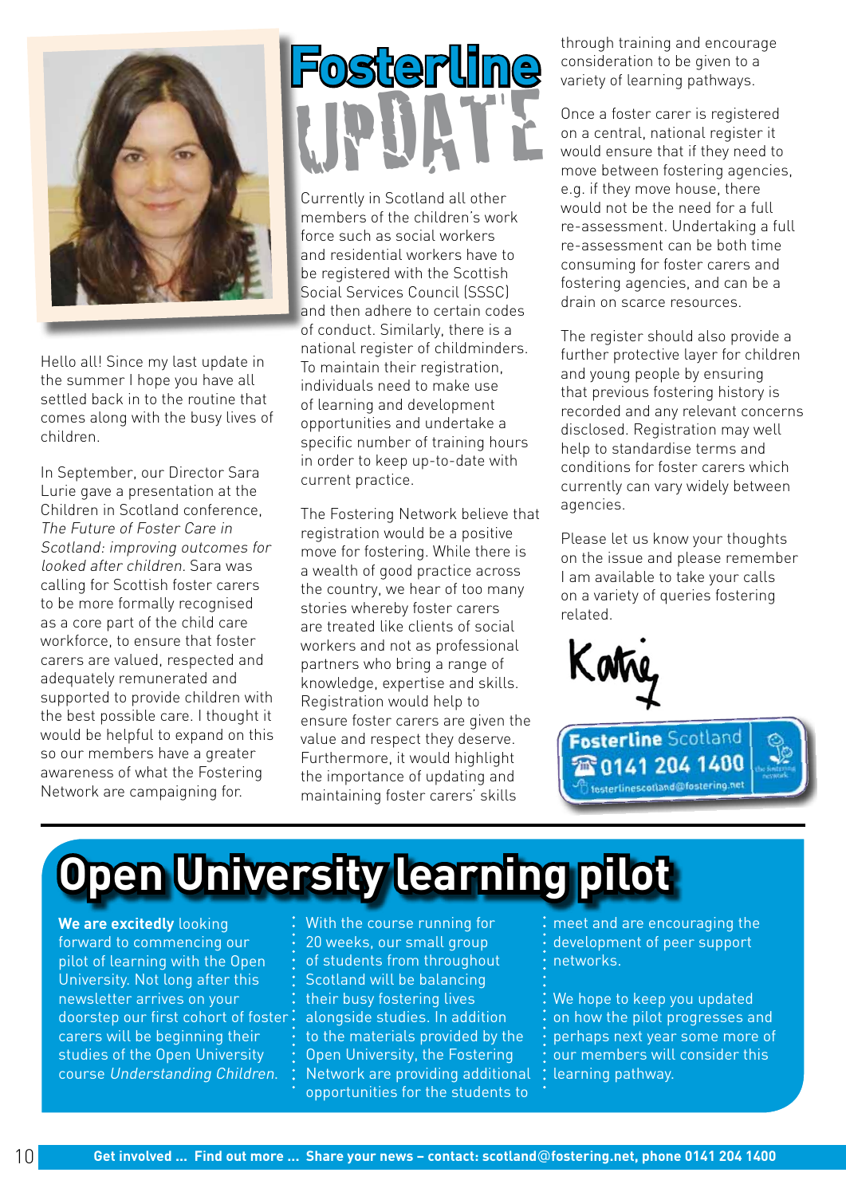# Fosterline UPDATE

Hello all! Since my last update in the summer I hope you have all settled back in to the routine that comes along with the busy lives of children.

In September, our Director Sara Lurie gave a presentation at the Children in Scotland conference, *The Future of Foster Care in Scotland: improving outcomes for looked after children*. Sara was calling for Scottish foster carers to be more formally recognised as a core part of the child care workforce, to ensure that foster carers are valued, respected and adequately remunerated and supported to provide children with the best possible care. I thought it would be helpful to expand on this so our members have a greater awareness of what the Fostering Network are campaigning for.

Currently in Scotland all other members of the children's work force such as social workers and residential workers have to be registered with the Scottish Social Services Council (SSSC) and then adhere to certain codes of conduct. Similarly, there is a national register of childminders. To maintain their registration, individuals need to make use of learning and development opportunities and undertake a specific number of training hours in order to keep up-to-date with current practice.

The Fostering Network believe that registration would be a positive move for fostering. While there is a wealth of good practice across the country, we hear of too many stories whereby foster carers are treated like clients of social workers and not as professional partners who bring a range of knowledge, expertise and skills. Registration would help to ensure foster carers are given the value and respect they deserve. Furthermore, it would highlight the importance of updating and maintaining foster carers' skills through training and encourage consideration to be given to a variety of learning pathways.

Once a foster carer is registered on a central, national register it would ensure that if they need to move between fostering agencies, e.g. if they move house, there would not be the need for a full re-assessment. Undertaking a full re-assessment can be both time consuming for foster carers and fostering agencies, and can be a drain on scarce resources.

The register should also provide a further protective layer for children and young people by ensuring that previous fostering history is recorded and any relevant concerns disclosed. Registration may well help to standardise terms and conditions for foster carers which currently can vary widely between agencies.

Please let us know your thoughts on the issue and please remember I am available to take your calls on a variety of queries fostering related.

Katie

**Fosterline** Scotland
☎ 0141 204 1400
fosterlinescotland@fostering.net

## Open University learning pilot

**We are excitedly** looking forward to commencing our pilot of learning with the Open University. Not long after this newsletter arrives on your doorstep our first cohort of foster carers will be beginning their studies of the Open University course *Understanding Children*.

With the course running for 20 weeks, our small group of students from throughout Scotland will be balancing their busy fostering lives alongside studies. In addition to the materials provided by the Open University, the Fostering Network are providing additional opportunities for the students to meet and are encouraging the development of peer support networks.

We hope to keep you updated on how the pilot progresses and perhaps next year some more of our members will consider this learning pathway.

**Get involved ... Find out more ... Share your news – contact: scotland@fostering.net, phone 0141 204 1400**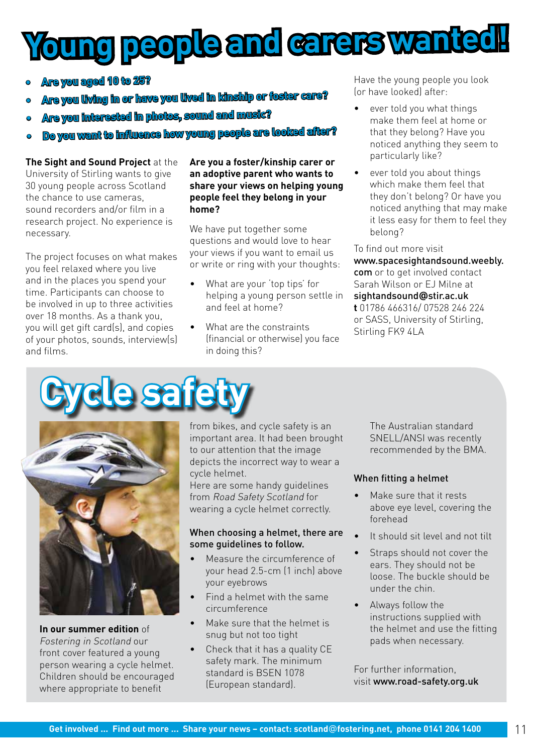# Young people and carers wanted!

- **Are you aged 10 to 25?**
- **Are you living in or have you lived in kinship or foster care?**
- **Are you interested in photos, sound and music?**
- **Do you want to influence how young people are looked after?**

**The Sight and Sound Project** at the University of Stirling wants to give 30 young people across Scotland the chance to use cameras, sound recorders and/or film in a research project. No experience is necessary.

The project focuses on what makes you feel relaxed where you live and in the places you spend your time. Participants can choose to be involved in up to three activities over 18 months. As a thank you, you will get gift card(s), and copies of your photos, sounds, interview(s) and films.

**Are you a foster/kinship carer or an adoptive parent who wants to share your views on helping young people feel they belong in your home?**

We have put together some questions and would love to hear your views if you want to email us or write or ring with your thoughts:

- What are your 'top tips' for helping a young person settle in and feel at home?
- What are the constraints (financial or otherwise) you face in doing this?

Have the young people you look (or have looked) after:

- ever told you what things make them feel at home or that they belong? Have you noticed anything they seem to particularly like?
- ever told you about things which make them feel that they don't belong? Or have you noticed anything that may make it less easy for them to feel they belong?

To find out more visit **www.spacesightandsound.weebly.com** or to get involved contact Sarah Wilson or EJ Milne at **sightandsound@stir.ac.uk** **t** 01786 466316/ 07528 246 224 or SASS, University of Stirling, Stirling FK9 4LA

# Cycle safety

**In our summer edition** of *Fostering in Scotland* our front cover featured a young person wearing a cycle helmet. Children should be encouraged where appropriate to benefit from bikes, and cycle safety is an important area. It had been brought to our attention that the image depicts the incorrect way to wear a cycle helmet.
Here are some handy guidelines from *Road Safety Scotland* for wearing a cycle helmet correctly.

**When choosing a helmet, there are some guidelines to follow.**

- Measure the circumference of your head 2.5-cm (1 inch) above your eyebrows
- Find a helmet with the same circumference
- Make sure that the helmet is snug but not too tight
- Check that it has a quality CE safety mark. The minimum standard is BSEN 1078 (European standard).

The Australian standard SNELL/ANSI was recently recommended by the BMA.

**When fitting a helmet**

- Make sure that it rests above eye level, covering the forehead
- It should sit level and not tilt
- Straps should not cover the ears. They should not be loose. The buckle should be under the chin.
- Always follow the instructions supplied with the helmet and use the fitting pads when necessary.

For further information, visit **www.road-safety.org.uk**

**Get involved ... Find out more ... Share your news – contact: scotland@fostering.net, phone 0141 204 1400**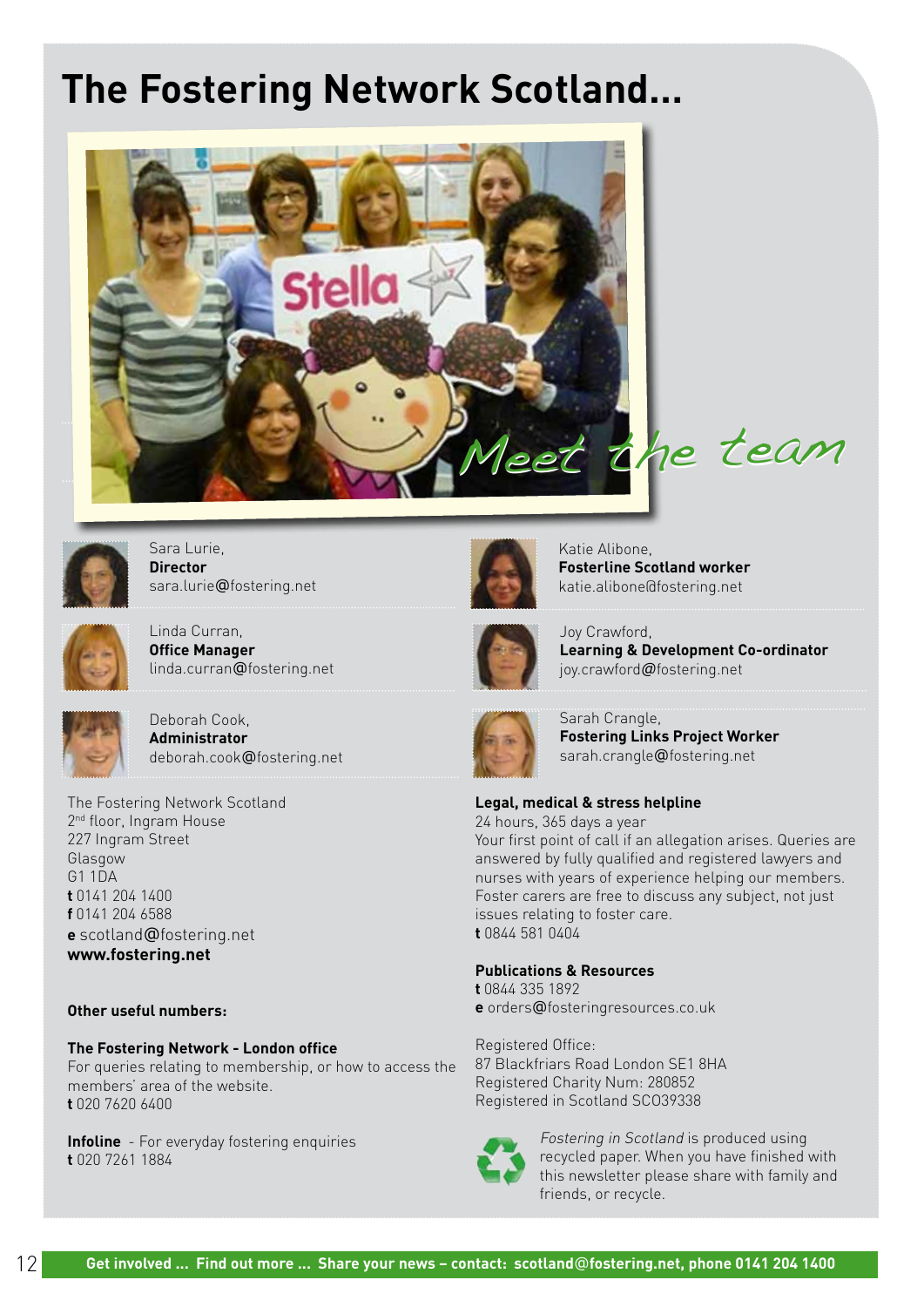# The Fostering Network Scotland...

Meet the team

Sara Lurie,
**Director**
sara.lurie@fostering.net

Linda Curran,
**Office Manager**
linda.curran@fostering.net

Deborah Cook,
**Administrator**
deborah.cook@fostering.net

Katie Alibone,
**Fosterline Scotland worker**
katie.alibone@fostering.net

Joy Crawford,
**Learning & Development Co-ordinator**
joy.crawford@fostering.net

Sarah Crangle,
**Fostering Links Project Worker**
sarah.crangle@fostering.net

The Fostering Network Scotland
2nd floor, Ingram House
227 Ingram Street
Glasgow
G1 1DA
**t** 0141 204 1400
**f** 0141 204 6588
**e** scotland@fostering.net
**www.fostering.net**

**Other useful numbers:**

**The Fostering Network - London office**
For queries relating to membership, or how to access the members' area of the website.
**t** 020 7620 6400

**Infoline** - For everyday fostering enquiries
**t** 020 7261 1884

**Legal, medical & stress helpline**
24 hours, 365 days a year
Your first point of call if an allegation arises. Queries are answered by fully qualified and registered lawyers and nurses with years of experience helping our members. Foster carers are free to discuss any subject, not just issues relating to foster care.
**t** 0844 581 0404

**Publications & Resources**
**t** 0844 335 1892
**e** orders@fosteringresources.co.uk

Registered Office:
87 Blackfriars Road London SE1 8HA
Registered Charity Num: 280852
Registered in Scotland SC039338

*Fostering in Scotland* is produced using recycled paper. When you have finished with this newsletter please share with family and friends, or recycle.

**Get involved ... Find out more ... Share your news – contact: scotland@fostering.net, phone 0141 204 1400**